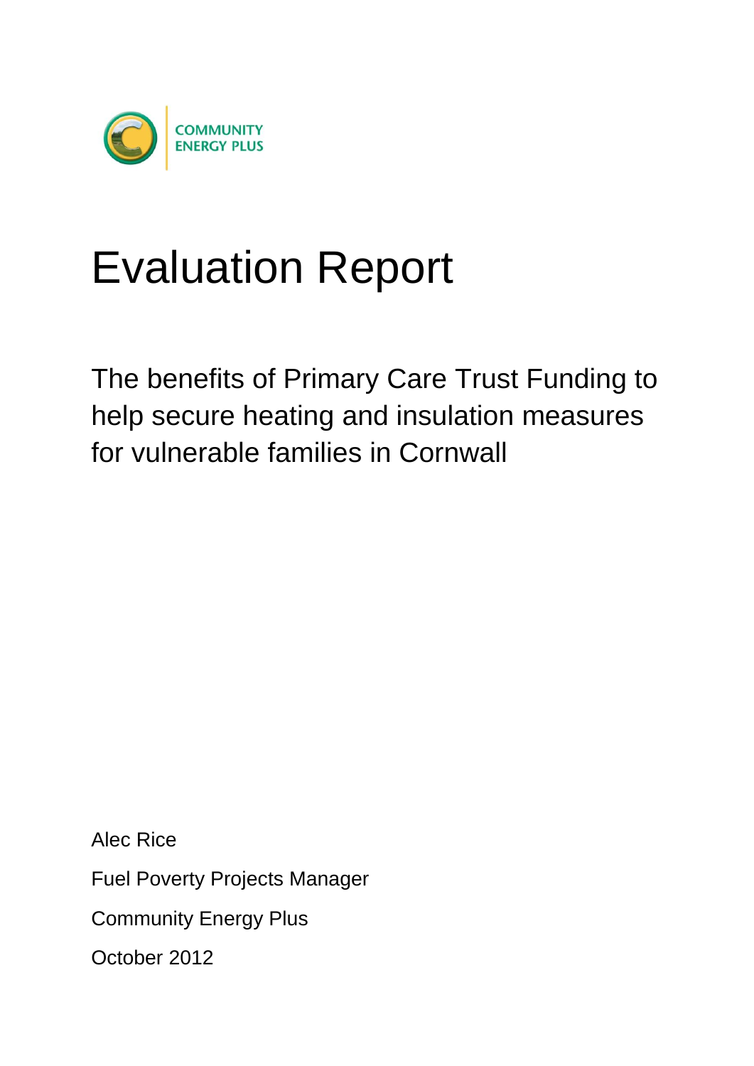COMMUNITY ENERGY PLUS

# Evaluation Report

## The benefits of Primary Care Trust Funding to help secure heating and insulation measures for vulnerable families in Cornwall

Alec Rice

Fuel Poverty Projects Manager

Community Energy Plus

October 2012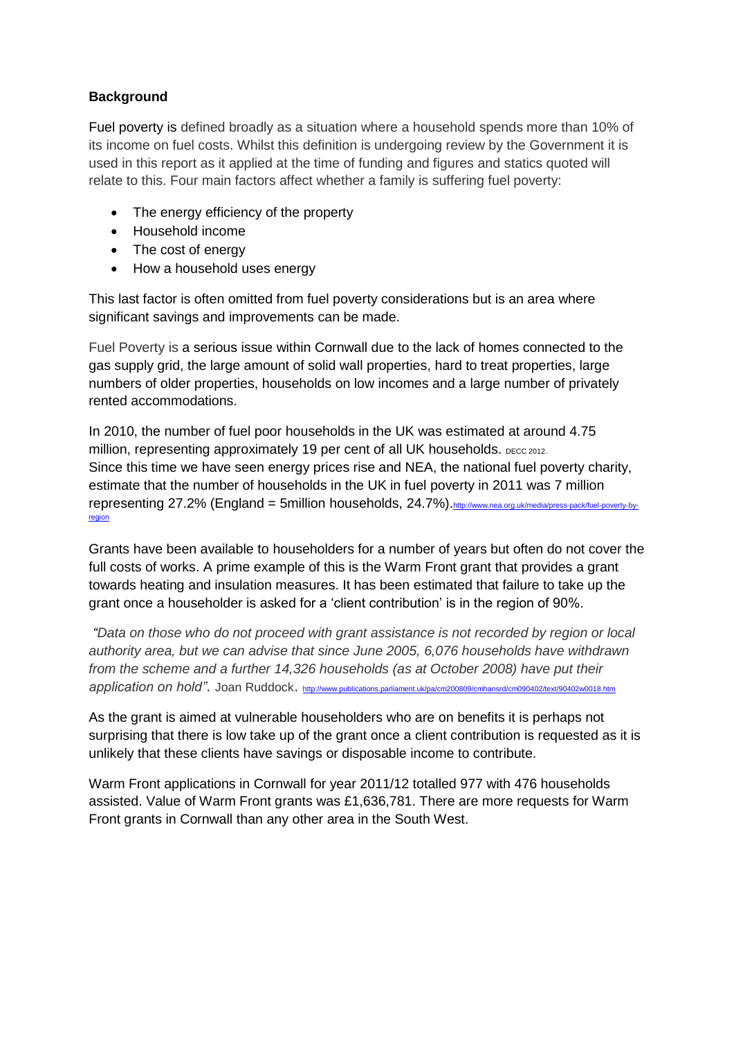**Background**

Fuel poverty is defined broadly as a situation where a household spends more than 10% of its income on fuel costs. Whilst this definition is undergoing review by the Government it is used in this report as it applied at the time of funding and figures and statics quoted will relate to this. Four main factors affect whether a family is suffering fuel poverty:

- The energy efficiency of the property
- Household income
- The cost of energy
- How a household uses energy

This last factor is often omitted from fuel poverty considerations but is an area where significant savings and improvements can be made.

Fuel Poverty is a serious issue within Cornwall due to the lack of homes connected to the gas supply grid, the large amount of solid wall properties, hard to treat properties, large numbers of older properties, households on low incomes and a large number of privately rented accommodations.

In 2010, the number of fuel poor households in the UK was estimated at around 4.75 million, representing approximately 19 per cent of all UK households. DECC 2012.
Since this time we have seen energy prices rise and NEA, the national fuel poverty charity, estimate that the number of households in the UK in fuel poverty in 2011 was 7 million representing 27.2% (England = 5million households, 24.7%).http://www.nea.org.uk/media/press-pack/fuel-poverty-by-region

Grants have been available to householders for a number of years but often do not cover the full costs of works. A prime example of this is the Warm Front grant that provides a grant towards heating and insulation measures. It has been estimated that failure to take up the grant once a householder is asked for a 'client contribution' is in the region of 90%.

*"Data on those who do not proceed with grant assistance is not recorded by region or local authority area, but we can advise that since June 2005, 6,076 households have withdrawn from the scheme and a further 14,326 households (as at October 2008) have put their application on hold"*. Joan Ruddock. http://www.publications.parliament.uk/pa/cm200809/cmhansrd/cm090402/text/90402w0018.htm

As the grant is aimed at vulnerable householders who are on benefits it is perhaps not surprising that there is low take up of the grant once a client contribution is requested as it is unlikely that these clients have savings or disposable income to contribute.

Warm Front applications in Cornwall for year 2011/12 totalled 977 with 476 households assisted. Value of Warm Front grants was £1,636,781. There are more requests for Warm Front grants in Cornwall than any other area in the South West.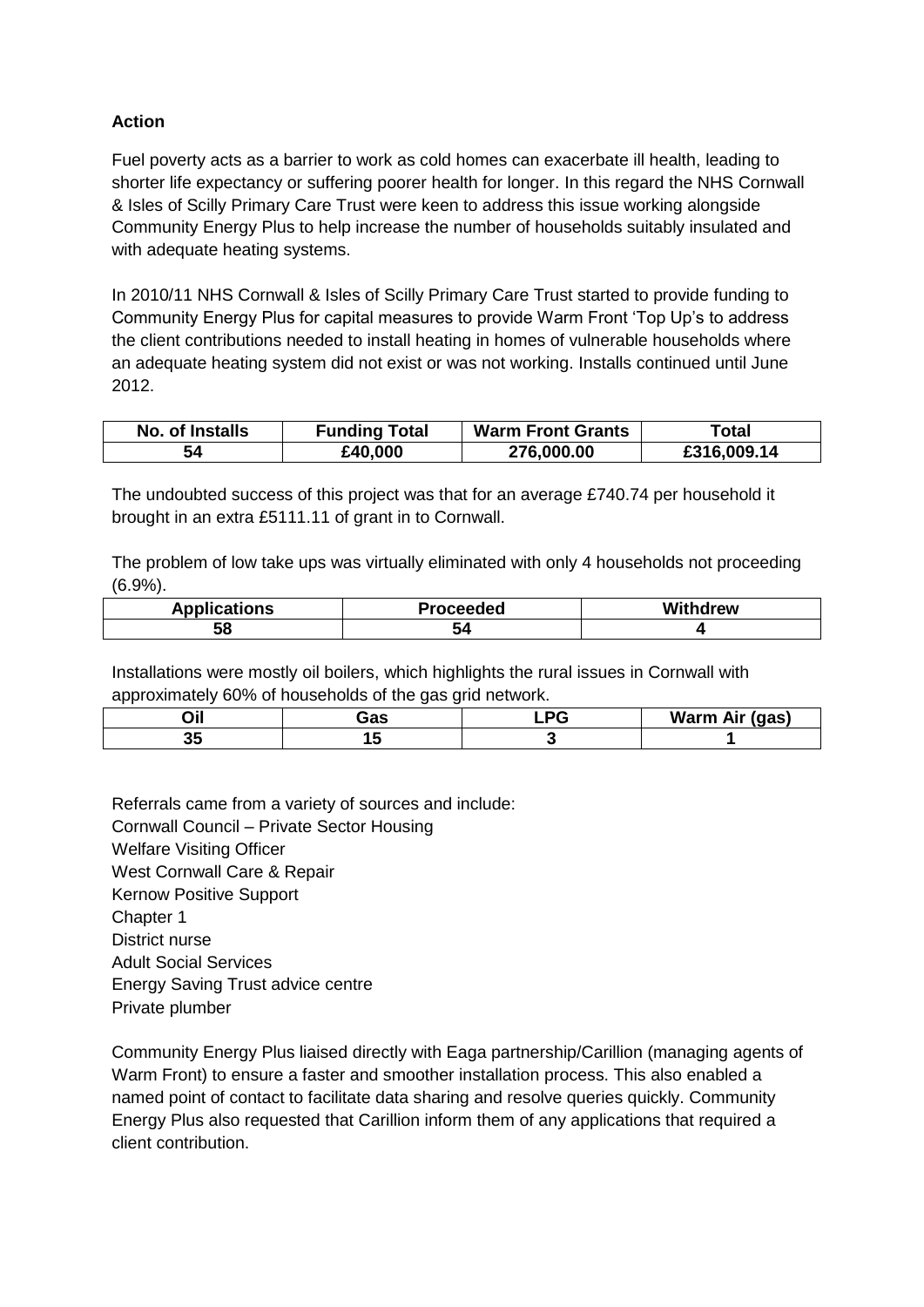**Action**

Fuel poverty acts as a barrier to work as cold homes can exacerbate ill health, leading to shorter life expectancy or suffering poorer health for longer. In this regard the NHS Cornwall & Isles of Scilly Primary Care Trust were keen to address this issue working alongside Community Energy Plus to help increase the number of households suitably insulated and with adequate heating systems.

In 2010/11 NHS Cornwall & Isles of Scilly Primary Care Trust started to provide funding to Community Energy Plus for capital measures to provide Warm Front 'Top Up's to address the client contributions needed to install heating in homes of vulnerable households where an adequate heating system did not exist or was not working. Installs continued until June 2012.

| No. of Installs | Funding Total | Warm Front Grants | Total |
|---|---|---|---|
| 54 | £40,000 | 276,000.00 | £316,009.14 |

The undoubted success of this project was that for an average £740.74 per household it brought in an extra £5111.11 of grant in to Cornwall.

The problem of low take ups was virtually eliminated with only 4 households not proceeding (6.9%).

| Applications | Proceeded | Withdrew |
|---|---|---|
| 58 | 54 | 4 |

Installations were mostly oil boilers, which highlights the rural issues in Cornwall with approximately 60% of households of the gas grid network.

| Oil | Gas | LPG | Warm Air (gas) |
|---|---|---|---|
| 35 | 15 | 3 | 1 |

Referrals came from a variety of sources and include:
Cornwall Council – Private Sector Housing
Welfare Visiting Officer
West Cornwall Care & Repair
Kernow Positive Support
Chapter 1
District nurse
Adult Social Services
Energy Saving Trust advice centre
Private plumber

Community Energy Plus liaised directly with Eaga partnership/Carillion (managing agents of Warm Front) to ensure a faster and smoother installation process. This also enabled a named point of contact to facilitate data sharing and resolve queries quickly. Community Energy Plus also requested that Carillion inform them of any applications that required a client contribution.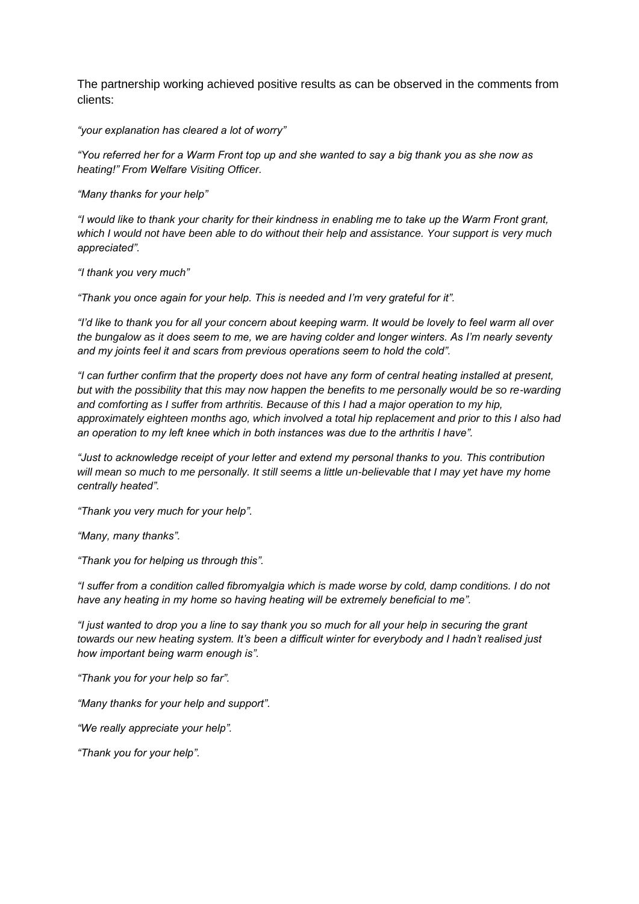The partnership working achieved positive results as can be observed in the comments from clients:

*“your explanation has cleared a lot of worry”*

*“You referred her for a Warm Front top up and she wanted to say a big thank you as she now as heating!” From Welfare Visiting Officer.*

*“Many thanks for your help”*

*“I would like to thank your charity for their kindness in enabling me to take up the Warm Front grant, which I would not have been able to do without their help and assistance. Your support is very much appreciated”.*

*“I thank you very much”*

*“Thank you once again for your help. This is needed and I’m very grateful for it”.*

*“I’d like to thank you for all your concern about keeping warm. It would be lovely to feel warm all over the bungalow as it does seem to me, we are having colder and longer winters. As I’m nearly seventy and my joints feel it and scars from previous operations seem to hold the cold”.*

*“I can further confirm that the property does not have any form of central heating installed at present, but with the possibility that this may now happen the benefits to me personally would be so re-warding and comforting as I suffer from arthritis. Because of this I had a major operation to my hip, approximately eighteen months ago, which involved a total hip replacement and prior to this I also had an operation to my left knee which in both instances was due to the arthritis I have”.*

*“Just to acknowledge receipt of your letter and extend my personal thanks to you. This contribution will mean so much to me personally. It still seems a little un-believable that I may yet have my home centrally heated”.*

*“Thank you very much for your help”.*

*“Many, many thanks”.*

*“Thank you for helping us through this”.*

*“I suffer from a condition called fibromyalgia which is made worse by cold, damp conditions. I do not have any heating in my home so having heating will be extremely beneficial to me”.*

*“I just wanted to drop you a line to say thank you so much for all your help in securing the grant towards our new heating system. It’s been a difficult winter for everybody and I hadn’t realised just how important being warm enough is”.*

*“Thank you for your help so far”.*

*“Many thanks for your help and support”.*

*“We really appreciate your help”.*

*“Thank you for your help”.*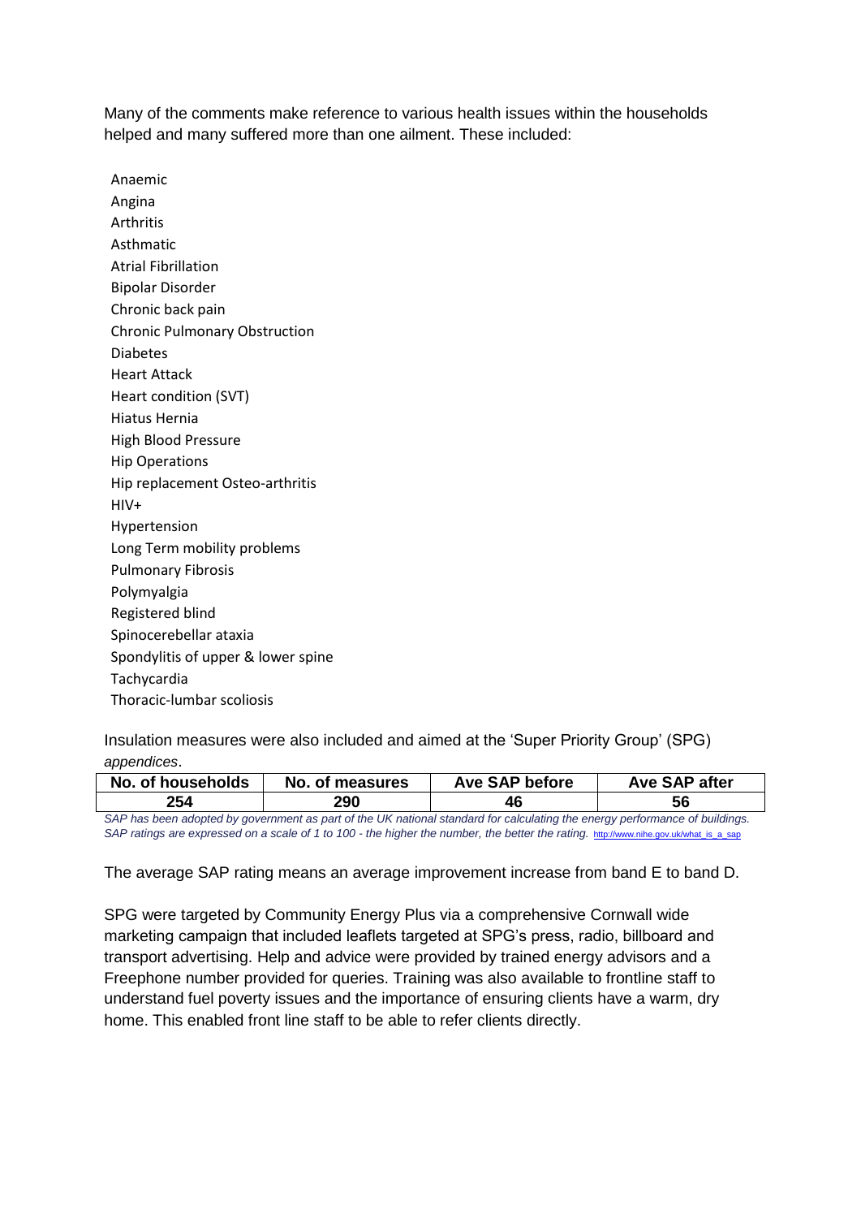Many of the comments make reference to various health issues within the households helped and many suffered more than one ailment. These included:

- Anaemic
- Angina
- Arthritis
- Asthmatic
- Atrial Fibrillation
- Bipolar Disorder
- Chronic back pain
- Chronic Pulmonary Obstruction
- Diabetes
- Heart Attack
- Heart condition (SVT)
- Hiatus Hernia
- High Blood Pressure
- Hip Operations
- Hip replacement Osteo-arthritis
- HIV+
- Hypertension
- Long Term mobility problems
- Pulmonary Fibrosis
- Polymyalgia
- Registered blind
- Spinocerebellar ataxia
- Spondylitis of upper & lower spine
- Tachycardia
- Thoracic-lumbar scoliosis

Insulation measures were also included and aimed at the 'Super Priority Group' (SPG) *appendices*.

| No. of households | No. of measures | Ave SAP before | Ave SAP after |
|---|---|---|---|
| 254 | 290 | 46 | 56 |

*SAP has been adopted by government as part of the UK national standard for calculating the energy performance of buildings. SAP ratings are expressed on a scale of 1 to 100 - the higher the number, the better the rating.* http://www.nihe.gov.uk/what_is_a_sap

The average SAP rating means an average improvement increase from band E to band D.

SPG were targeted by Community Energy Plus via a comprehensive Cornwall wide marketing campaign that included leaflets targeted at SPG's press, radio, billboard and transport advertising. Help and advice were provided by trained energy advisors and a Freephone number provided for queries. Training was also available to frontline staff to understand fuel poverty issues and the importance of ensuring clients have a warm, dry home. This enabled front line staff to be able to refer clients directly.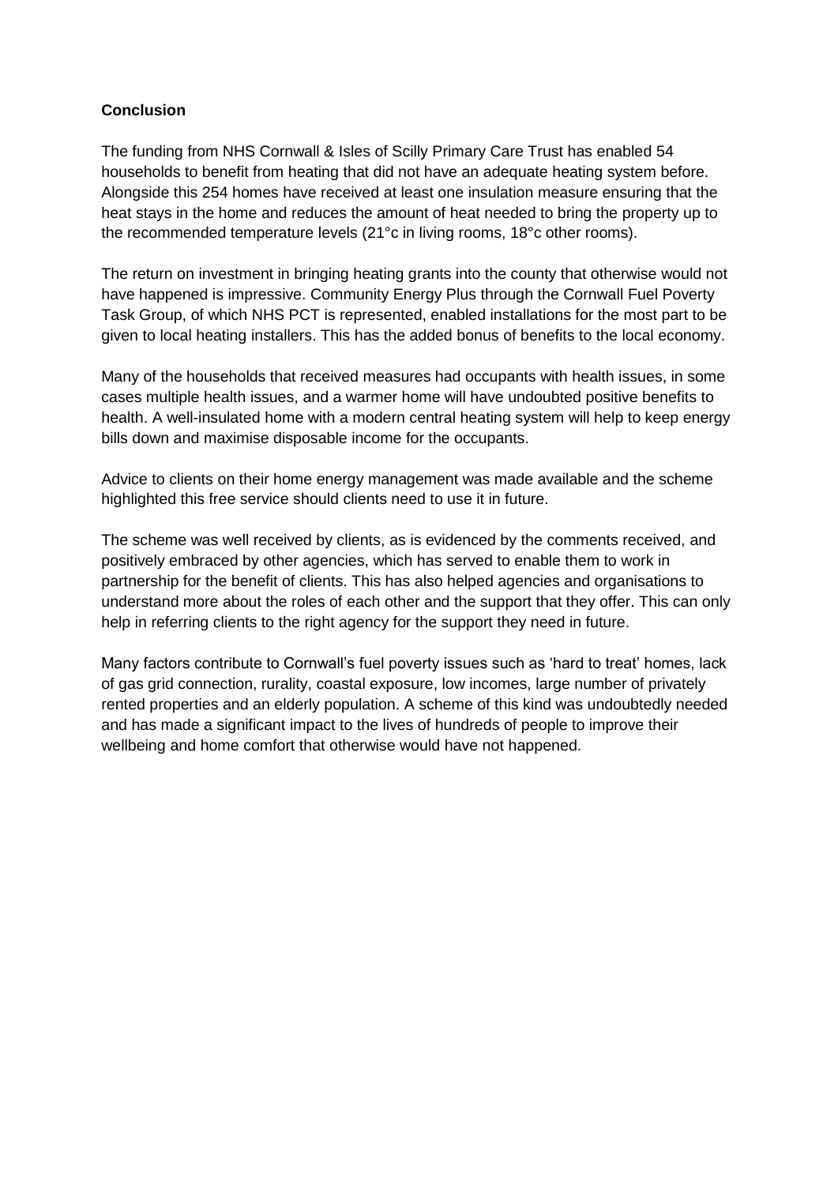**Conclusion**

The funding from NHS Cornwall & Isles of Scilly Primary Care Trust has enabled 54 households to benefit from heating that did not have an adequate heating system before. Alongside this 254 homes have received at least one insulation measure ensuring that the heat stays in the home and reduces the amount of heat needed to bring the property up to the recommended temperature levels (21°c in living rooms, 18°c other rooms).

The return on investment in bringing heating grants into the county that otherwise would not have happened is impressive. Community Energy Plus through the Cornwall Fuel Poverty Task Group, of which NHS PCT is represented, enabled installations for the most part to be given to local heating installers. This has the added bonus of benefits to the local economy.

Many of the households that received measures had occupants with health issues, in some cases multiple health issues, and a warmer home will have undoubted positive benefits to health. A well-insulated home with a modern central heating system will help to keep energy bills down and maximise disposable income for the occupants.

Advice to clients on their home energy management was made available and the scheme highlighted this free service should clients need to use it in future.

The scheme was well received by clients, as is evidenced by the comments received, and positively embraced by other agencies, which has served to enable them to work in partnership for the benefit of clients. This has also helped agencies and organisations to understand more about the roles of each other and the support that they offer. This can only help in referring clients to the right agency for the support they need in future.

Many factors contribute to Cornwall's fuel poverty issues such as 'hard to treat' homes, lack of gas grid connection, rurality, coastal exposure, low incomes, large number of privately rented properties and an elderly population. A scheme of this kind was undoubtedly needed and has made a significant impact to the lives of hundreds of people to improve their wellbeing and home comfort that otherwise would have not happened.